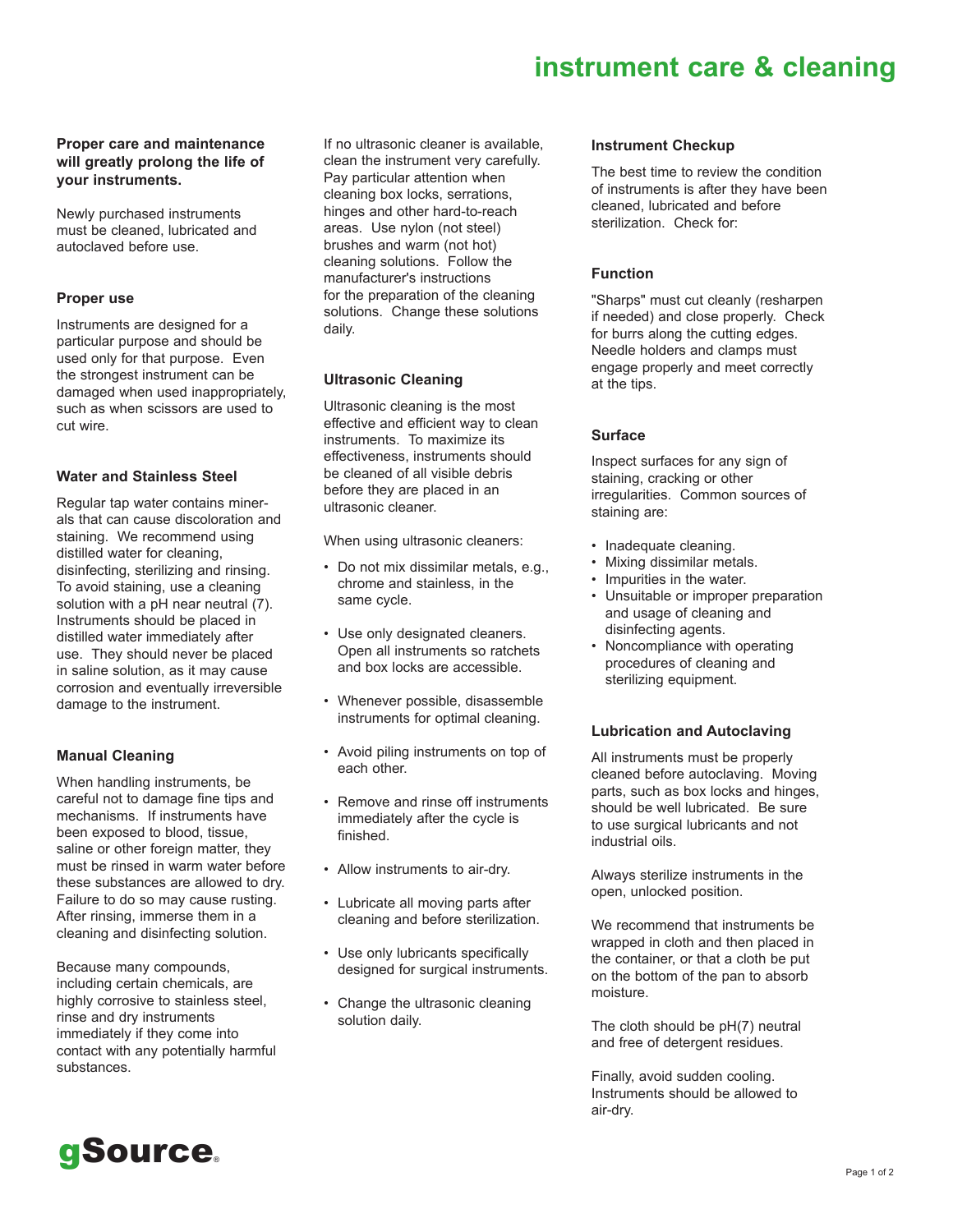# instrument care & cleaning

**Proper care and maintenance will greatly prolong the life of your instruments.**

Newly purchased instruments must be cleaned, lubricated and autoclaved before use.

### Proper use

Instruments are designed for a particular purpose and should be used only for that purpose. Even the strongest instrument can be damaged when used inappropriately, such as when scissors are used to cut wire.

### Water and Stainless Steel

Regular tap water contains minerals that can cause discoloration and staining. We recommend using distilled water for cleaning, disinfecting, sterilizing and rinsing. To avoid staining, use a cleaning solution with a pH near neutral (7). Instruments should be placed in distilled water immediately after use. They should never be placed in saline solution, as it may cause corrosion and eventually irreversible damage to the instrument.

### Manual Cleaning

When handling instruments, be careful not to damage fine tips and mechanisms. If instruments have been exposed to blood, tissue, saline or other foreign matter, they must be rinsed in warm water before these substances are allowed to dry. Failure to do so may cause rusting. After rinsing, immerse them in a cleaning and disinfecting solution.

Because many compounds, including certain chemicals, are highly corrosive to stainless steel, rinse and dry instruments immediately if they come into contact with any potentially harmful substances.

If no ultrasonic cleaner is available, clean the instrument very carefully. Pay particular attention when cleaning box locks, serrations, hinges and other hard-to-reach areas. Use nylon (not steel) brushes and warm (not hot) cleaning solutions. Follow the manufacturer's instructions for the preparation of the cleaning solutions. Change these solutions daily.

### Ultrasonic Cleaning

Ultrasonic cleaning is the most effective and efficient way to clean instruments. To maximize its effectiveness, instruments should be cleaned of all visible debris before they are placed in an ultrasonic cleaner.

When using ultrasonic cleaners:

- Do not mix dissimilar metals, e.g., chrome and stainless, in the same cycle.
- Use only designated cleaners. Open all instruments so ratchets and box locks are accessible.
- Whenever possible, disassemble instruments for optimal cleaning.
- Avoid piling instruments on top of each other.
- Remove and rinse off instruments immediately after the cycle is finished.
- Allow instruments to air-dry.
- Lubricate all moving parts after cleaning and before sterilization.
- Use only lubricants specifically designed for surgical instruments.
- Change the ultrasonic cleaning solution daily.

### Instrument Checkup

The best time to review the condition of instruments is after they have been cleaned, lubricated and before sterilization. Check for:

### Function

"Sharps" must cut cleanly (resharpen if needed) and close properly. Check for burrs along the cutting edges. Needle holders and clamps must engage properly and meet correctly at the tips.

### Surface

Inspect surfaces for any sign of staining, cracking or other irregularities. Common sources of staining are:

- Inadequate cleaning.
- Mixing dissimilar metals.
- Impurities in the water.
- Unsuitable or improper preparation and usage of cleaning and disinfecting agents.
- Noncompliance with operating procedures of cleaning and sterilizing equipment.

### Lubrication and Autoclaving

All instruments must be properly cleaned before autoclaving. Moving parts, such as box locks and hinges, should be well lubricated. Be sure to use surgical lubricants and not industrial oils.

Always sterilize instruments in the open, unlocked position.

We recommend that instruments be wrapped in cloth and then placed in the container, or that a cloth be put on the bottom of the pan to absorb moisture.

The cloth should be pH(7) neutral and free of detergent residues.

Finally, avoid sudden cooling. Instruments should be allowed to air-dry.

gSource®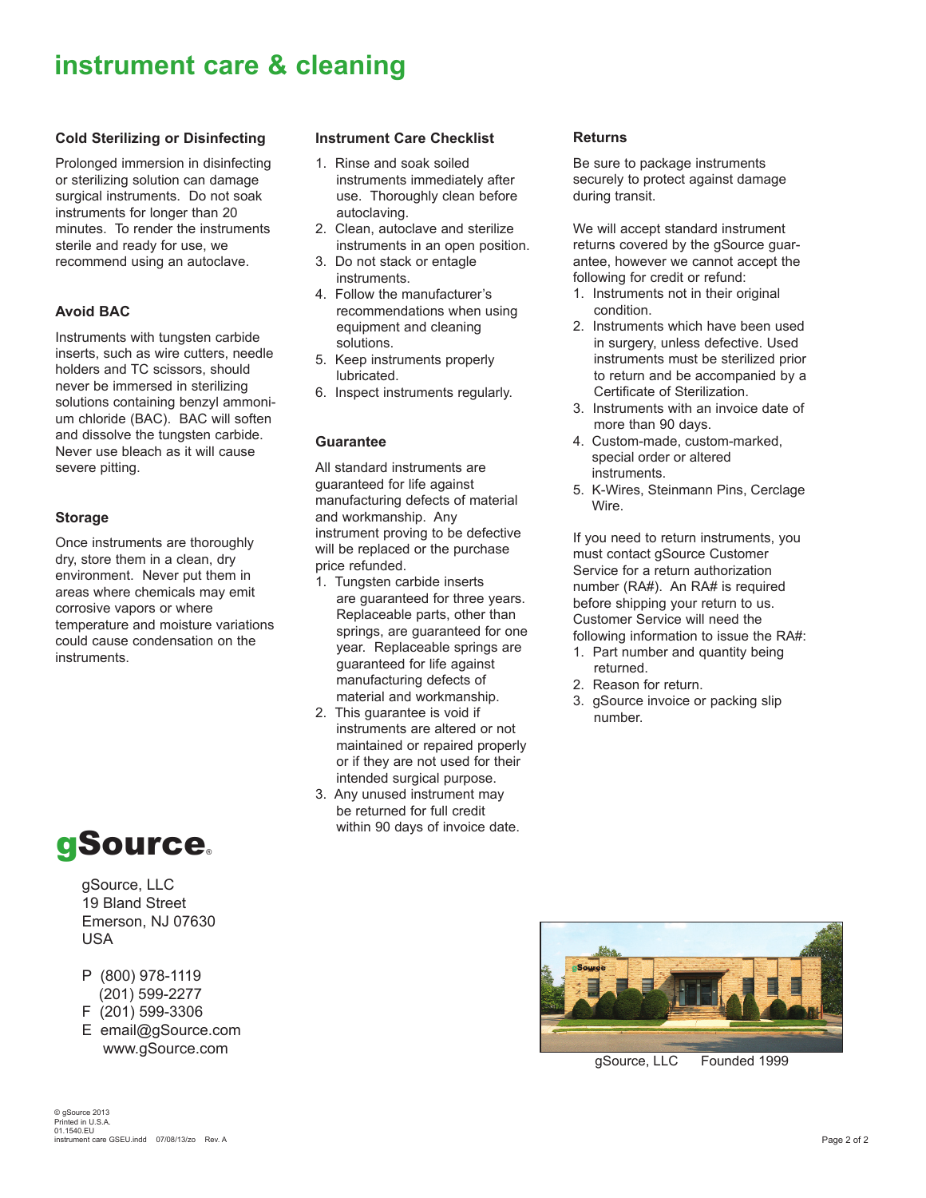# instrument care & cleaning

### Cold Sterilizing or Disinfecting

Prolonged immersion in disinfecting or sterilizing solution can damage surgical instruments. Do not soak instruments for longer than 20 minutes. To render the instruments sterile and ready for use, we recommend using an autoclave.

### Avoid BAC

Instruments with tungsten carbide inserts, such as wire cutters, needle holders and TC scissors, should never be immersed in sterilizing solutions containing benzyl ammonium chloride (BAC). BAC will soften and dissolve the tungsten carbide. Never use bleach as it will cause severe pitting.

### Storage

Once instruments are thoroughly dry, store them in a clean, dry environment. Never put them in areas where chemicals may emit corrosive vapors or where temperature and moisture variations could cause condensation on the instruments.

### Instrument Care Checklist

1. Rinse and soak soiled instruments immediately after use. Thoroughly clean before autoclaving.
2. Clean, autoclave and sterilize instruments in an open position.
3. Do not stack or entagle instruments.
4. Follow the manufacturer's recommendations when using equipment and cleaning solutions.
5. Keep instruments properly lubricated.
6. Inspect instruments regularly.

### Guarantee

All standard instruments are guaranteed for life against manufacturing defects of material and workmanship. Any instrument proving to be defective will be replaced or the purchase price refunded.

1. Tungsten carbide inserts are guaranteed for three years. Replaceable parts, other than springs, are guaranteed for one year. Replaceable springs are guaranteed for life against manufacturing defects of material and workmanship.
2. This guarantee is void if instruments are altered or not maintained or repaired properly or if they are not used for their intended surgical purpose.
3. Any unused instrument may be returned for full credit within 90 days of invoice date.

### Returns

Be sure to package instruments securely to protect against damage during transit.

We will accept standard instrument returns covered by the gSource guarantee, however we cannot accept the following for credit or refund:

1. Instruments not in their original condition.
2. Instruments which have been used in surgery, unless defective. Used instruments must be sterilized prior to return and be accompanied by a Certificate of Sterilization.
3. Instruments with an invoice date of more than 90 days.
4. Custom-made, custom-marked, special order or altered instruments.
5. K-Wires, Steinmann Pins, Cerclage Wire.

If you need to return instruments, you must contact gSource Customer Service for a return authorization number (RA#). An RA# is required before shipping your return to us. Customer Service will need the following information to issue the RA#:

1. Part number and quantity being returned.
2. Reason for return.
3. gSource invoice or packing slip number.

**gSource®**

gSource, LLC
19 Bland Street
Emerson, NJ 07630
USA

P (800) 978-1119
(201) 599-2277
F (201) 599-3306
E email@gSource.com
www.gSource.com

gSource, LLC Founded 1999

© gSource 2013
Printed in U.S.A.
01.1540.EU
instrument care GSEU.indd 07/08/13/zo Rev. A